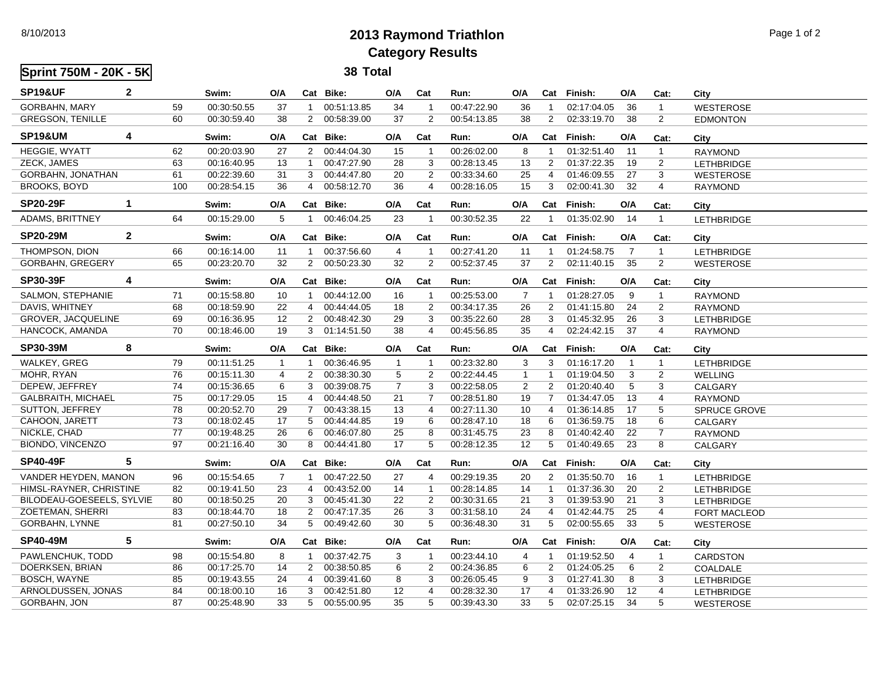# 2013 Raymond Triathlon

## Category Results

8/10/2013

**Sprint 750M - 20K - 5K** — **38 Total**

### SP19&UF — 2

| Name | # | Swim: | O/A | Cat | Bike: | O/A | Cat | Run: | O/A | Cat | Finish: | O/A | Cat: | City |
|---|---|---|---|---|---|---|---|---|---|---|---|---|---|---|
| GORBAHN, MARY | 59 | 00:30:50.55 | 37 | 1 | 00:51:13.85 | 34 | 1 | 00:47:22.90 | 36 | 1 | 02:17:04.05 | 36 | 1 | WESTEROSE |
| GREGSON, TENILLE | 60 | 00:30:59.40 | 38 | 2 | 00:58:39.00 | 37 | 2 | 00:54:13.85 | 38 | 2 | 02:33:19.70 | 38 | 2 | EDMONTON |

### SP19&UM — 4

| Name | # | Swim: | O/A | Cat | Bike: | O/A | Cat | Run: | O/A | Cat | Finish: | O/A | Cat: | City |
|---|---|---|---|---|---|---|---|---|---|---|---|---|---|---|
| HEGGIE, WYATT | 62 | 00:20:03.90 | 27 | 2 | 00:44:04.30 | 15 | 1 | 00:26:02.00 | 8 | 1 | 01:32:51.40 | 11 | 1 | RAYMOND |
| ZECK, JAMES | 63 | 00:16:40.95 | 13 | 1 | 00:47:27.90 | 28 | 3 | 00:28:13.45 | 13 | 2 | 01:37:22.35 | 19 | 2 | LETHBRIDGE |
| GORBAHN, JONATHAN | 61 | 00:22:39.60 | 31 | 3 | 00:44:47.80 | 20 | 2 | 00:33:34.60 | 25 | 4 | 01:46:09.55 | 27 | 3 | WESTEROSE |
| BROOKS, BOYD | 100 | 00:28:54.15 | 36 | 4 | 00:58:12.70 | 36 | 4 | 00:28:16.05 | 15 | 3 | 02:00:41.30 | 32 | 4 | RAYMOND |

### SP20-29F — 1

| Name | # | Swim: | O/A | Cat | Bike: | O/A | Cat | Run: | O/A | Cat | Finish: | O/A | Cat: | City |
|---|---|---|---|---|---|---|---|---|---|---|---|---|---|---|
| ADAMS, BRITTNEY | 64 | 00:15:29.00 | 5 | 1 | 00:46:04.25 | 23 | 1 | 00:30:52.35 | 22 | 1 | 01:35:02.90 | 14 | 1 | LETHBRIDGE |

### SP20-29M — 2

| Name | # | Swim: | O/A | Cat | Bike: | O/A | Cat | Run: | O/A | Cat | Finish: | O/A | Cat: | City |
|---|---|---|---|---|---|---|---|---|---|---|---|---|---|---|
| THOMPSON, DION | 66 | 00:16:14.00 | 11 | 1 | 00:37:56.60 | 4 | 1 | 00:27:41.20 | 11 | 1 | 01:24:58.75 | 7 | 1 | LETHBRIDGE |
| GORBAHN, GREGERY | 65 | 00:23:20.70 | 32 | 2 | 00:50:23.30 | 32 | 2 | 00:52:37.45 | 37 | 2 | 02:11:40.15 | 35 | 2 | WESTEROSE |

### SP30-39F — 4

| Name | # | Swim: | O/A | Cat | Bike: | O/A | Cat | Run: | O/A | Cat | Finish: | O/A | Cat: | City |
|---|---|---|---|---|---|---|---|---|---|---|---|---|---|---|
| SALMON, STEPHANIE | 71 | 00:15:58.80 | 10 | 1 | 00:44:12.00 | 16 | 1 | 00:25:53.00 | 7 | 1 | 01:28:27.05 | 9 | 1 | RAYMOND |
| DAVIS, WHITNEY | 68 | 00:18:59.90 | 22 | 4 | 00:44:44.05 | 18 | 2 | 00:34:17.35 | 26 | 2 | 01:41:15.80 | 24 | 2 | RAYMOND |
| GROVER, JACQUELINE | 69 | 00:16:36.95 | 12 | 2 | 00:48:42.30 | 29 | 3 | 00:35:22.60 | 28 | 3 | 01:45:32.95 | 26 | 3 | LETHBRIDGE |
| HANCOCK, AMANDA | 70 | 00:18:46.00 | 19 | 3 | 01:14:51.50 | 38 | 4 | 00:45:56.85 | 35 | 4 | 02:24:42.15 | 37 | 4 | RAYMOND |

### SP30-39M — 8

| Name | # | Swim: | O/A | Cat | Bike: | O/A | Cat | Run: | O/A | Cat | Finish: | O/A | Cat: | City |
|---|---|---|---|---|---|---|---|---|---|---|---|---|---|---|
| WALKEY, GREG | 79 | 00:11:51.25 | 1 | 1 | 00:36:46.95 | 1 | 1 | 00:23:32.80 | 3 | 3 | 01:16:17.20 | 1 | 1 | LETHBRIDGE |
| MOHR, RYAN | 76 | 00:15:11.30 | 4 | 2 | 00:38:30.30 | 5 | 2 | 00:22:44.45 | 1 | 1 | 01:19:04.50 | 3 | 2 | WELLING |
| DEPEW, JEFFREY | 74 | 00:15:36.65 | 6 | 3 | 00:39:08.75 | 7 | 3 | 00:22:58.05 | 2 | 2 | 01:20:40.40 | 5 | 3 | CALGARY |
| GALBRAITH, MICHAEL | 75 | 00:17:29.05 | 15 | 4 | 00:44:48.50 | 21 | 7 | 00:28:51.80 | 19 | 7 | 01:34:47.05 | 13 | 4 | RAYMOND |
| SUTTON, JEFFREY | 78 | 00:20:52.70 | 29 | 7 | 00:43:38.15 | 13 | 4 | 00:27:11.30 | 10 | 4 | 01:36:14.85 | 17 | 5 | SPRUCE GROVE |
| CAHOON, JARETT | 73 | 00:18:02.45 | 17 | 5 | 00:44:44.85 | 19 | 6 | 00:28:47.10 | 18 | 6 | 01:36:59.75 | 18 | 6 | CALGARY |
| NICKLE, CHAD | 77 | 00:19:48.25 | 26 | 6 | 00:46:07.80 | 25 | 8 | 00:31:45.75 | 23 | 8 | 01:40:42.40 | 22 | 7 | RAYMOND |
| BIONDO, VINCENZO | 97 | 00:21:16.40 | 30 | 8 | 00:44:41.80 | 17 | 5 | 00:28:12.35 | 12 | 5 | 01:40:49.65 | 23 | 8 | CALGARY |

### SP40-49F — 5

| Name | # | Swim: | O/A | Cat | Bike: | O/A | Cat | Run: | O/A | Cat | Finish: | O/A | Cat: | City |
|---|---|---|---|---|---|---|---|---|---|---|---|---|---|---|
| VANDER HEYDEN, MANON | 96 | 00:15:54.65 | 7 | 1 | 00:47:22.50 | 27 | 4 | 00:29:19.35 | 20 | 2 | 01:35:50.70 | 16 | 1 | LETHBRIDGE |
| HIMSL-RAYNER, CHRISTINE | 82 | 00:19:41.50 | 23 | 4 | 00:43:52.00 | 14 | 1 | 00:28:14.85 | 14 | 1 | 01:37:36.30 | 20 | 2 | LETHBRIDGE |
| BILODEAU-GOESEELS, SYLVIE | 80 | 00:18:50.25 | 20 | 3 | 00:45:41.30 | 22 | 2 | 00:30:31.65 | 21 | 3 | 01:39:53.90 | 21 | 3 | LETHBRIDGE |
| ZOETEMAN, SHERRI | 83 | 00:18:44.70 | 18 | 2 | 00:47:17.35 | 26 | 3 | 00:31:58.10 | 24 | 4 | 01:42:44.75 | 25 | 4 | FORT MACLEOD |
| GORBAHN, LYNNE | 81 | 00:27:50.10 | 34 | 5 | 00:49:42.60 | 30 | 5 | 00:36:48.30 | 31 | 5 | 02:00:55.65 | 33 | 5 | WESTEROSE |

### SP40-49M — 5

| Name | # | Swim: | O/A | Cat | Bike: | O/A | Cat | Run: | O/A | Cat | Finish: | O/A | Cat: | City |
|---|---|---|---|---|---|---|---|---|---|---|---|---|---|---|
| PAWLENCHUK, TODD | 98 | 00:15:54.80 | 8 | 1 | 00:37:42.75 | 3 | 1 | 00:23:44.10 | 4 | 1 | 01:19:52.50 | 4 | 1 | CARDSTON |
| DOERKSEN, BRIAN | 86 | 00:17:25.70 | 14 | 2 | 00:38:50.85 | 6 | 2 | 00:24:36.85 | 6 | 2 | 01:24:05.25 | 6 | 2 | COALDALE |
| BOSCH, WAYNE | 85 | 00:19:43.55 | 24 | 4 | 00:39:41.60 | 8 | 3 | 00:26:05.45 | 9 | 3 | 01:27:41.30 | 8 | 3 | LETHBRIDGE |
| ARNOLDUSSEN, JONAS | 84 | 00:18:00.10 | 16 | 3 | 00:42:51.80 | 12 | 4 | 00:28:32.30 | 17 | 4 | 01:33:26.90 | 12 | 4 | LETHBRIDGE |
| GORBAHN, JON | 87 | 00:25:48.90 | 33 | 5 | 00:55:00.95 | 35 | 5 | 00:39:43.30 | 33 | 5 | 02:07:25.15 | 34 | 5 | WESTEROSE |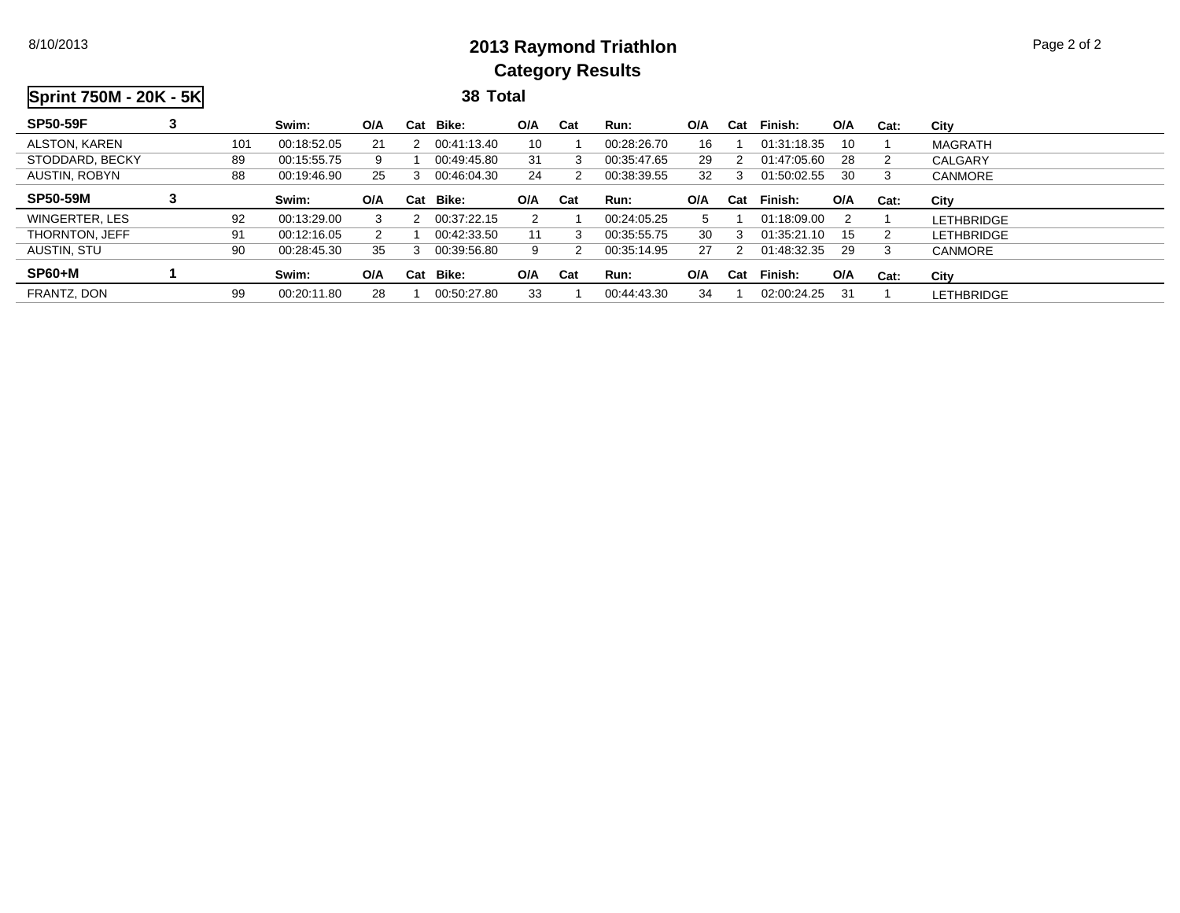# 2013 Raymond Triathlon
## Category Results

**Sprint 750M - 20K - 5K** **38 Total**

| SP50-59F | 3 | Swim: | O/A | Cat | Bike: | O/A | Cat | Run: | O/A | Cat | Finish: | O/A | Cat: | City |
|---|---|---|---|---|---|---|---|---|---|---|---|---|---|---|
| ALSTON, KAREN | 101 | 00:18:52.05 | 21 | 2 | 00:41:13.40 | 10 | 1 | 00:28:26.70 | 16 | 1 | 01:31:18.35 | 10 | 1 | MAGRATH |
| STODDARD, BECKY | 89 | 00:15:55.75 | 9 | 1 | 00:49:45.80 | 31 | 3 | 00:35:47.65 | 29 | 2 | 01:47:05.60 | 28 | 2 | CALGARY |
| AUSTIN, ROBYN | 88 | 00:19:46.90 | 25 | 3 | 00:46:04.30 | 24 | 2 | 00:38:39.55 | 32 | 3 | 01:50:02.55 | 30 | 3 | CANMORE |

| SP50-59M | 3 | Swim: | O/A | Cat | Bike: | O/A | Cat | Run: | O/A | Cat | Finish: | O/A | Cat: | City |
|---|---|---|---|---|---|---|---|---|---|---|---|---|---|---|
| WINGERTER, LES | 92 | 00:13:29.00 | 3 | 2 | 00:37:22.15 | 2 | 1 | 00:24:05.25 | 5 | 1 | 01:18:09.00 | 2 | 1 | LETHBRIDGE |
| THORNTON, JEFF | 91 | 00:12:16.05 | 2 | 1 | 00:42:33.50 | 11 | 3 | 00:35:55.75 | 30 | 3 | 01:35:21.10 | 15 | 2 | LETHBRIDGE |
| AUSTIN, STU | 90 | 00:28:45.30 | 35 | 3 | 00:39:56.80 | 9 | 2 | 00:35:14.95 | 27 | 2 | 01:48:32.35 | 29 | 3 | CANMORE |

| SP60+M | 1 | Swim: | O/A | Cat | Bike: | O/A | Cat | Run: | O/A | Cat | Finish: | O/A | Cat: | City |
|---|---|---|---|---|---|---|---|---|---|---|---|---|---|---|
| FRANTZ, DON | 99 | 00:20:11.80 | 28 | 1 | 00:50:27.80 | 33 | 1 | 00:44:43.30 | 34 | 1 | 02:00:24.25 | 31 | 1 | LETHBRIDGE |